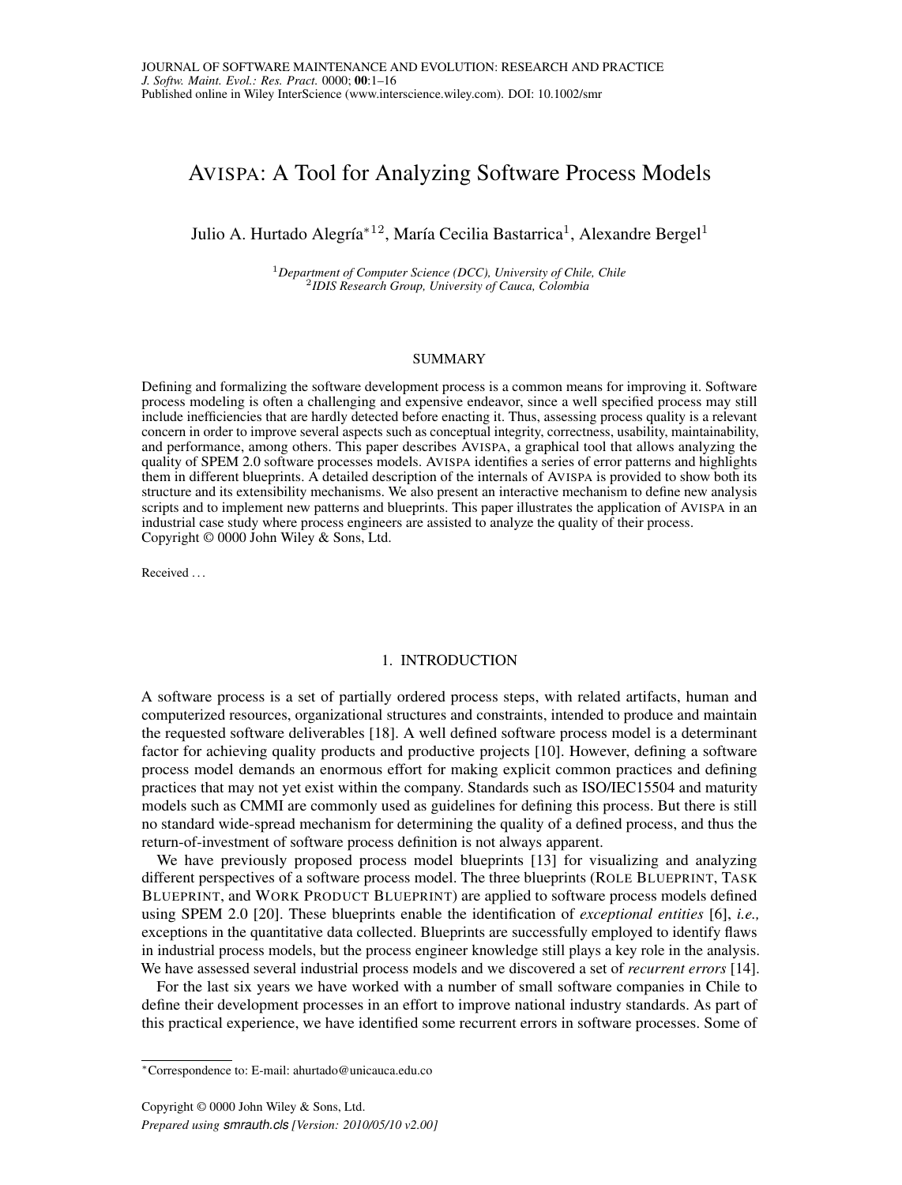# AVISPA: A Tool for Analyzing Software Process Models

Julio A. Hurtado Alegría[*12], María Cecilia Bastarrica[1], Alexandre Bergel[1]

[1]*Department of Computer Science (DCC), University of Chile, Chile*
[2]*IDIS Research Group, University of Cauca, Colombia*

## SUMMARY

Defining and formalizing the software development process is a common means for improving it. Software process modeling is often a challenging and expensive endeavor, since a well specified process may still include inefficiencies that are hardly detected before enacting it. Thus, assessing process quality is a relevant concern in order to improve several aspects such as conceptual integrity, correctness, usability, maintainability, and performance, among others. This paper describes AVISPA, a graphical tool that allows analyzing the quality of SPEM 2.0 software processes models. AVISPA identifies a series of error patterns and highlights them in different blueprints. A detailed description of the internals of AVISPA is provided to show both its structure and its extensibility mechanisms. We also present an interactive mechanism to define new analysis scripts and to implement new patterns and blueprints. This paper illustrates the application of AVISPA in an industrial case study where process engineers are assisted to analyze the quality of their process. Copyright © 0000 John Wiley & Sons, Ltd.

Received ...

## 1. INTRODUCTION

A software process is a set of partially ordered process steps, with related artifacts, human and computerized resources, organizational structures and constraints, intended to produce and maintain the requested software deliverables [18]. A well defined software process model is a determinant factor for achieving quality products and productive projects [10]. However, defining a software process model demands an enormous effort for making explicit common practices and defining practices that may not yet exist within the company. Standards such as ISO/IEC15504 and maturity models such as CMMI are commonly used as guidelines for defining this process. But there is still no standard wide-spread mechanism for determining the quality of a defined process, and thus the return-of-investment of software process definition is not always apparent.

We have previously proposed process model blueprints [13] for visualizing and analyzing different perspectives of a software process model. The three blueprints (ROLE BLUEPRINT, TASK BLUEPRINT, and WORK PRODUCT BLUEPRINT) are applied to software process models defined using SPEM 2.0 [20]. These blueprints enable the identification of *exceptional entities* [6], *i.e.,* exceptions in the quantitative data collected. Blueprints are successfully employed to identify flaws in industrial process models, but the process engineer knowledge still plays a key role in the analysis. We have assessed several industrial process models and we discovered a set of *recurrent errors* [14].

For the last six years we have worked with a number of small software companies in Chile to define their development processes in an effort to improve national industry standards. As part of this practical experience, we have identified some recurrent errors in software processes. Some of

*Correspondence to: E-mail: ahurtado@unicauca.edu.co

Copyright © 0000 John Wiley & Sons, Ltd.
*Prepared using smrauth.cls [Version: 2010/05/10 v2.00]*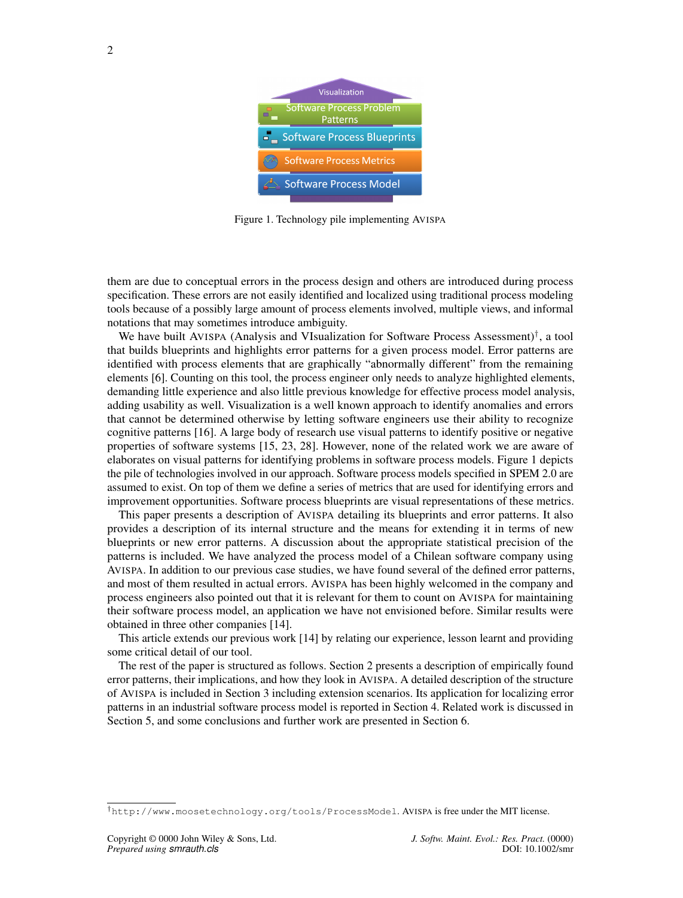Visualization

Software Process Problem Patterns

Software Process Blueprints

Software Process Metrics

Software Process Model

Figure 1. Technology pile implementing AVISPA

them are due to conceptual errors in the process design and others are introduced during process specification. These errors are not easily identified and localized using traditional process modeling tools because of a possibly large amount of process elements involved, multiple views, and informal notations that may sometimes introduce ambiguity.

We have built AVISPA (Analysis and VIsualization for Software Process Assessment)[†], a tool that builds blueprints and highlights error patterns for a given process model. Error patterns are identified with process elements that are graphically "abnormally different" from the remaining elements [6]. Counting on this tool, the process engineer only needs to analyze highlighted elements, demanding little experience and also little previous knowledge for effective process model analysis, adding usability as well. Visualization is a well known approach to identify anomalies and errors that cannot be determined otherwise by letting software engineers use their ability to recognize cognitive patterns [16]. A large body of research use visual patterns to identify positive or negative properties of software systems [15, 23, 28]. However, none of the related work we are aware of elaborates on visual patterns for identifying problems in software process models. Figure 1 depicts the pile of technologies involved in our approach. Software process models specified in SPEM 2.0 are assumed to exist. On top of them we define a series of metrics that are used for identifying errors and improvement opportunities. Software process blueprints are visual representations of these metrics.

This paper presents a description of AVISPA detailing its blueprints and error patterns. It also provides a description of its internal structure and the means for extending it in terms of new blueprints or new error patterns. A discussion about the appropriate statistical precision of the patterns is included. We have analyzed the process model of a Chilean software company using AVISPA. In addition to our previous case studies, we have found several of the defined error patterns, and most of them resulted in actual errors. AVISPA has been highly welcomed in the company and process engineers also pointed out that it is relevant for them to count on AVISPA for maintaining their software process model, an application we have not envisioned before. Similar results were obtained in three other companies [14].

This article extends our previous work [14] by relating our experience, lesson learnt and providing some critical detail of our tool.

The rest of the paper is structured as follows. Section 2 presents a description of empirically found error patterns, their implications, and how they look in AVISPA. A detailed description of the structure of AVISPA is included in Section 3 including extension scenarios. Its application for localizing error patterns in an industrial software process model is reported in Section 4. Related work is discussed in Section 5, and some conclusions and further work are presented in Section 6.

[†]`http://www.moosetechnology.org/tools/ProcessModel`. AVISPA is free under the MIT license.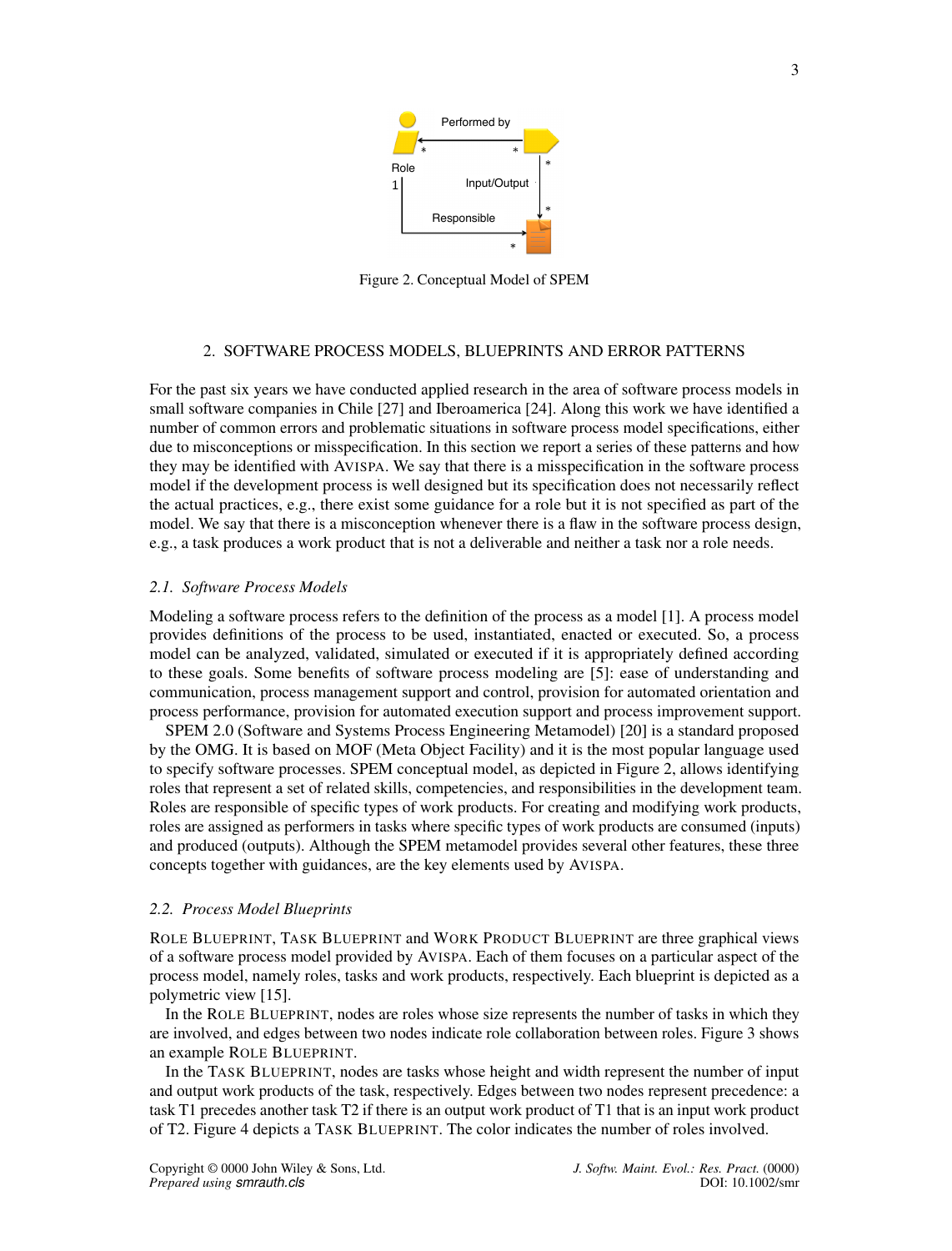Figure 2. Conceptual Model of SPEM

## 2. SOFTWARE PROCESS MODELS, BLUEPRINTS AND ERROR PATTERNS

For the past six years we have conducted applied research in the area of software process models in small software companies in Chile [27] and Iberoamerica [24]. Along this work we have identified a number of common errors and problematic situations in software process model specifications, either due to misconceptions or misspecification. In this section we report a series of these patterns and how they may be identified with AVISPA. We say that there is a misspecification in the software process model if the development process is well designed but its specification does not necessarily reflect the actual practices, e.g., there exist some guidance for a role but it is not specified as part of the model. We say that there is a misconception whenever there is a flaw in the software process design, e.g., a task produces a work product that is not a deliverable and neither a task nor a role needs.

### *2.1. Software Process Models*

Modeling a software process refers to the definition of the process as a model [1]. A process model provides definitions of the process to be used, instantiated, enacted or executed. So, a process model can be analyzed, validated, simulated or executed if it is appropriately defined according to these goals. Some benefits of software process modeling are [5]: ease of understanding and communication, process management support and control, provision for automated orientation and process performance, provision for automated execution support and process improvement support.

SPEM 2.0 (Software and Systems Process Engineering Metamodel) [20] is a standard proposed by the OMG. It is based on MOF (Meta Object Facility) and it is the most popular language used to specify software processes. SPEM conceptual model, as depicted in Figure 2, allows identifying roles that represent a set of related skills, competencies, and responsibilities in the development team. Roles are responsible of specific types of work products. For creating and modifying work products, roles are assigned as performers in tasks where specific types of work products are consumed (inputs) and produced (outputs). Although the SPEM metamodel provides several other features, these three concepts together with guidances, are the key elements used by AVISPA.

### *2.2. Process Model Blueprints*

ROLE BLUEPRINT, TASK BLUEPRINT and WORK PRODUCT BLUEPRINT are three graphical views of a software process model provided by AVISPA. Each of them focuses on a particular aspect of the process model, namely roles, tasks and work products, respectively. Each blueprint is depicted as a polymetric view [15].

In the ROLE BLUEPRINT, nodes are roles whose size represents the number of tasks in which they are involved, and edges between two nodes indicate role collaboration between roles. Figure 3 shows an example ROLE BLUEPRINT.

In the TASK BLUEPRINT, nodes are tasks whose height and width represent the number of input and output work products of the task, respectively. Edges between two nodes represent precedence: a task T1 precedes another task T2 if there is an output work product of T1 that is an input work product of T2. Figure 4 depicts a TASK BLUEPRINT. The color indicates the number of roles involved.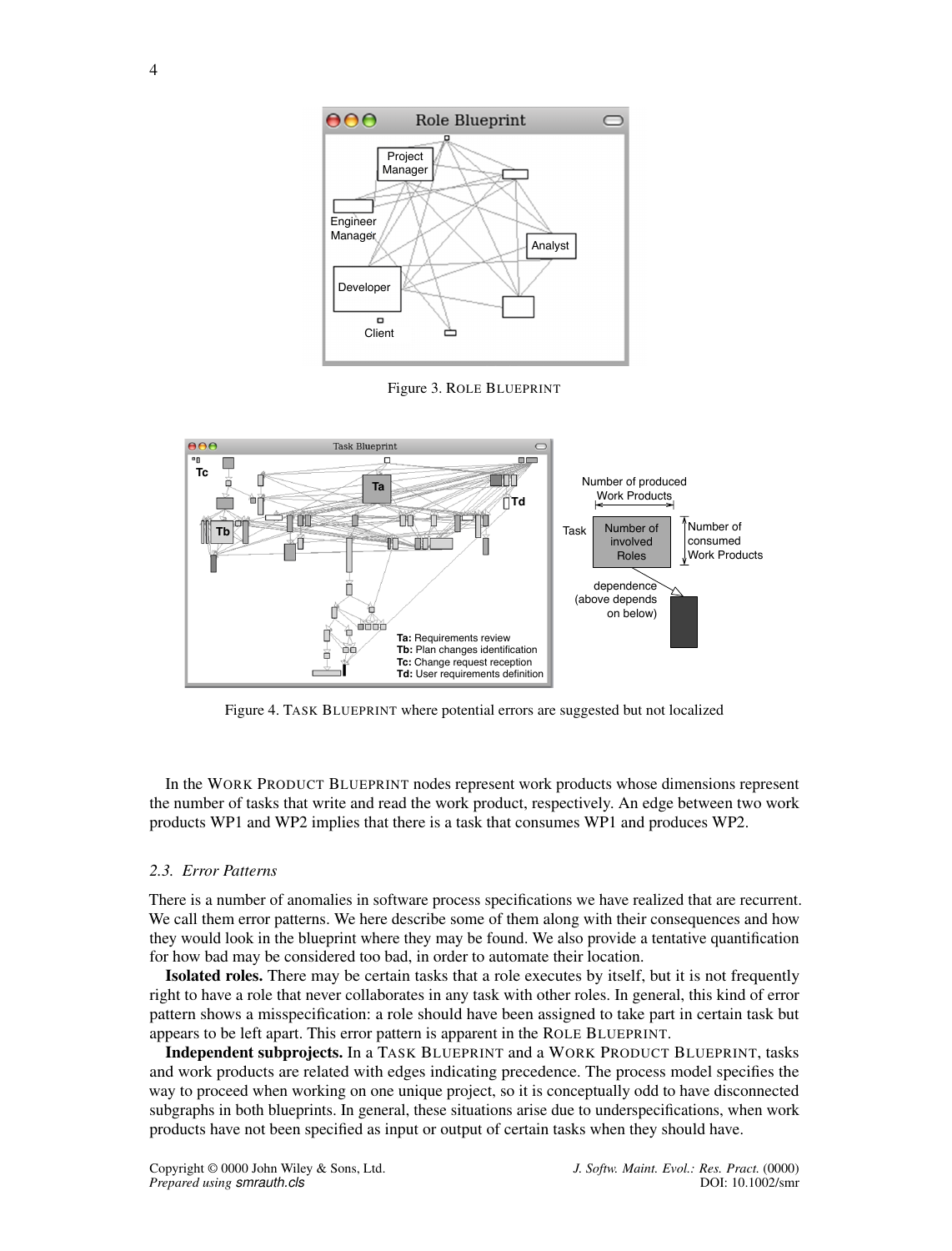Figure 3. ROLE BLUEPRINT

Figure 4. TASK BLUEPRINT where potential errors are suggested but not localized

In the WORK PRODUCT BLUEPRINT nodes represent work products whose dimensions represent the number of tasks that write and read the work product, respectively. An edge between two work products WP1 and WP2 implies that there is a task that consumes WP1 and produces WP2.

### 2.3. Error Patterns

There is a number of anomalies in software process specifications we have realized that are recurrent. We call them error patterns. We here describe some of them along with their consequences and how they would look in the blueprint where they may be found. We also provide a tentative quantification for how bad may be considered too bad, in order to automate their location.

**Isolated roles.** There may be certain tasks that a role executes by itself, but it is not frequently right to have a role that never collaborates in any task with other roles. In general, this kind of error pattern shows a misspecification: a role should have been assigned to take part in certain task but appears to be left apart. This error pattern is apparent in the ROLE BLUEPRINT.

**Independent subprojects.** In a TASK BLUEPRINT and a WORK PRODUCT BLUEPRINT, tasks and work products are related with edges indicating precedence. The process model specifies the way to proceed when working on one unique project, so it is conceptually odd to have disconnected subgraphs in both blueprints. In general, these situations arise due to underspecifications, when work products have not been specified as input or output of certain tasks when they should have.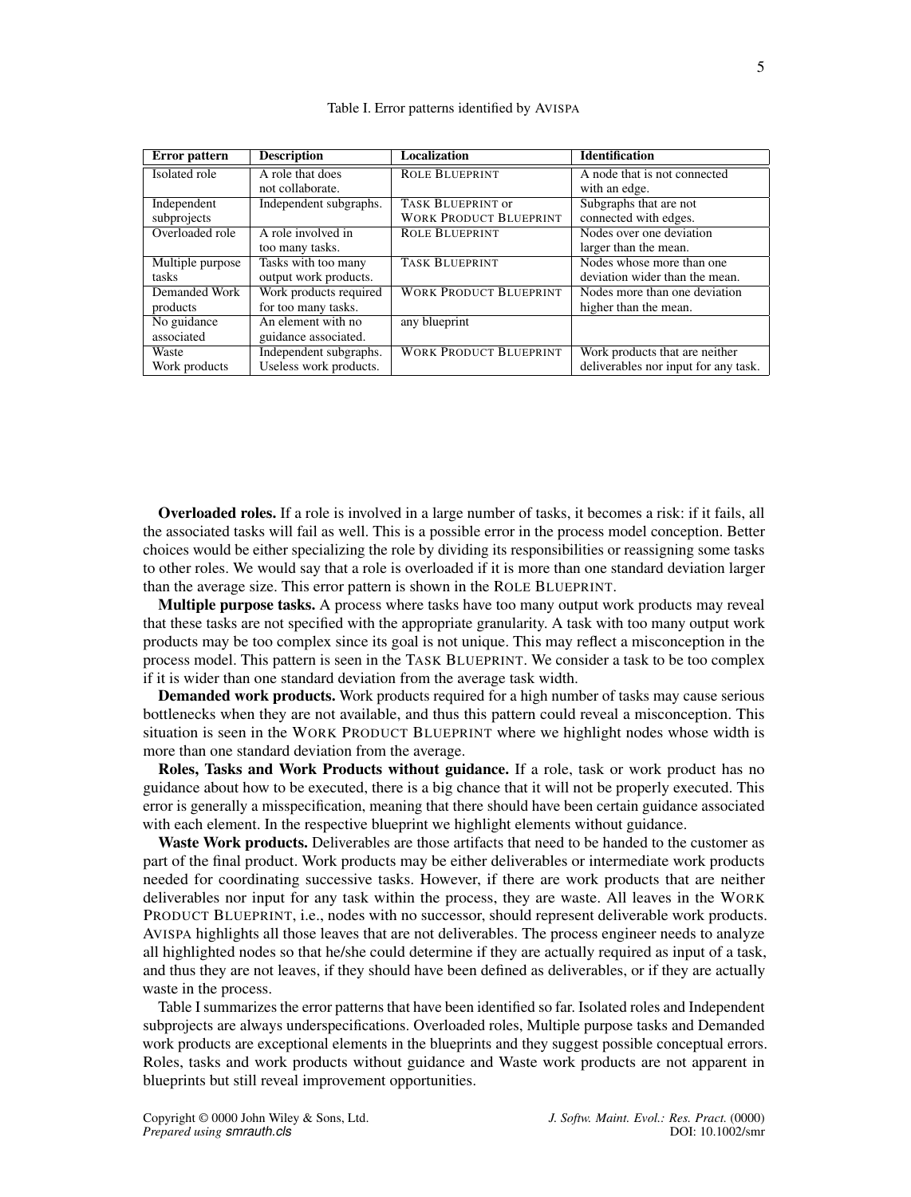Table I. Error patterns identified by AVISPA

| Error pattern | Description | Localization | Identification |
| --- | --- | --- | --- |
| Isolated role | A role that does not collaborate. | ROLE BLUEPRINT | A node that is not connected with an edge. |
| Independent subprojects | Independent subgraphs. | TASK BLUEPRINT or WORK PRODUCT BLUEPRINT | Subgraphs that are not connected with edges. |
| Overloaded role | A role involved in too many tasks. | ROLE BLUEPRINT | Nodes over one deviation larger than the mean. |
| Multiple purpose tasks | Tasks with too many output work products. | TASK BLUEPRINT | Nodes whose more than one deviation wider than the mean. |
| Demanded Work products | Work products required for too many tasks. | WORK PRODUCT BLUEPRINT | Nodes more than one deviation higher than the mean. |
| No guidance associated | An element with no guidance associated. | any blueprint | |
| Waste Work products | Independent subgraphs. Useless work products. | WORK PRODUCT BLUEPRINT | Work products that are neither deliverables nor input for any task. |

**Overloaded roles.** If a role is involved in a large number of tasks, it becomes a risk: if it fails, all the associated tasks will fail as well. This is a possible error in the process model conception. Better choices would be either specializing the role by dividing its responsibilities or reassigning some tasks to other roles. We would say that a role is overloaded if it is more than one standard deviation larger than the average size. This error pattern is shown in the ROLE BLUEPRINT.

**Multiple purpose tasks.** A process where tasks have too many output work products may reveal that these tasks are not specified with the appropriate granularity. A task with too many output work products may be too complex since its goal is not unique. This may reflect a misconception in the process model. This pattern is seen in the TASK BLUEPRINT. We consider a task to be too complex if it is wider than one standard deviation from the average task width.

**Demanded work products.** Work products required for a high number of tasks may cause serious bottlenecks when they are not available, and thus this pattern could reveal a misconception. This situation is seen in the WORK PRODUCT BLUEPRINT where we highlight nodes whose width is more than one standard deviation from the average.

**Roles, Tasks and Work Products without guidance.** If a role, task or work product has no guidance about how to be executed, there is a big chance that it will not be properly executed. This error is generally a misspecification, meaning that there should have been certain guidance associated with each element. In the respective blueprint we highlight elements without guidance.

**Waste Work products.** Deliverables are those artifacts that need to be handed to the customer as part of the final product. Work products may be either deliverables or intermediate work products needed for coordinating successive tasks. However, if there are work products that are neither deliverables nor input for any task within the process, they are waste. All leaves in the WORK PRODUCT BLUEPRINT, i.e., nodes with no successor, should represent deliverable work products. AVISPA highlights all those leaves that are not deliverables. The process engineer needs to analyze all highlighted nodes so that he/she could determine if they are actually required as input of a task, and thus they are not leaves, if they should have been defined as deliverables, or if they are actually waste in the process.

Table I summarizes the error patterns that have been identified so far. Isolated roles and Independent subprojects are always underspecifications. Overloaded roles, Multiple purpose tasks and Demanded work products are exceptional elements in the blueprints and they suggest possible conceptual errors. Roles, tasks and work products without guidance and Waste work products are not apparent in blueprints but still reveal improvement opportunities.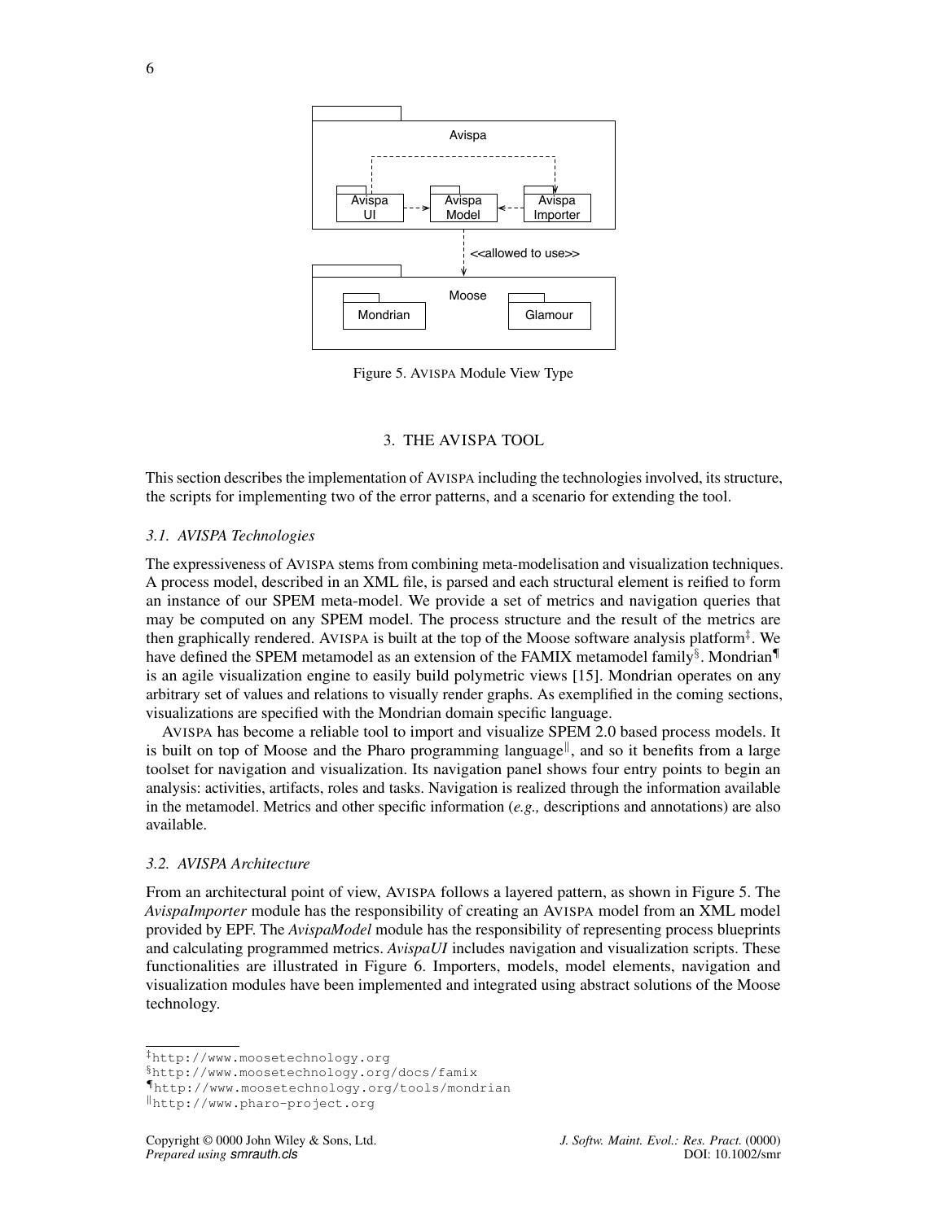Figure 5. AVISPA Module View Type

## 3. THE AVISPA TOOL

This section describes the implementation of AVISPA including the technologies involved, its structure, the scripts for implementing two of the error patterns, and a scenario for extending the tool.

### 3.1. AVISPA Technologies

The expressiveness of AVISPA stems from combining meta-modelisation and visualization techniques. A process model, described in an XML file, is parsed and each structural element is reified to form an instance of our SPEM meta-model. We provide a set of metrics and navigation queries that may be computed on any SPEM model. The process structure and the result of the metrics are then graphically rendered. AVISPA is built at the top of the Moose software analysis platform[‡]. We have defined the SPEM metamodel as an extension of the FAMIX metamodel family[§]. Mondrian[¶] is an agile visualization engine to easily build polymetric views [15]. Mondrian operates on any arbitrary set of values and relations to visually render graphs. As exemplified in the coming sections, visualizations are specified with the Mondrian domain specific language.

AVISPA has become a reliable tool to import and visualize SPEM 2.0 based process models. It is built on top of Moose and the Pharo programming language[‖], and so it benefits from a large toolset for navigation and visualization. Its navigation panel shows four entry points to begin an analysis: activities, artifacts, roles and tasks. Navigation is realized through the information available in the metamodel. Metrics and other specific information (*e.g.,* descriptions and annotations) are also available.

### 3.2. AVISPA Architecture

From an architectural point of view, AVISPA follows a layered pattern, as shown in Figure 5. The *AvispaImporter* module has the responsibility of creating an AVISPA model from an XML model provided by EPF. The *AvispaModel* module has the responsibility of representing process blueprints and calculating programmed metrics. *AvispaUI* includes navigation and visualization scripts. These functionalities are illustrated in Figure 6. Importers, models, model elements, navigation and visualization modules have been implemented and integrated using abstract solutions of the Moose technology.

---

[‡] http://www.moosetechnology.org

[§] http://www.moosetechnology.org/docs/famix

[¶] http://www.moosetechnology.org/tools/mondrian

[‖] http://www.pharo-project.org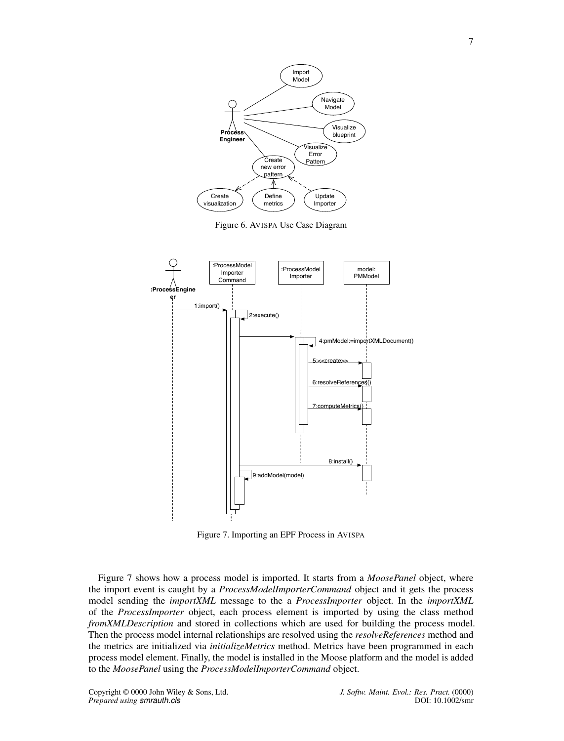Figure 6. AVISPA Use Case Diagram

Figure 7. Importing an EPF Process in AVISPA

Figure 7 shows how a process model is imported. It starts from a *MoosePanel* object, where the import event is caught by a *ProcessModelImporterCommand* object and it gets the process model sending the *importXML* message to the a *ProcessImporter* object. In the *importXML* of the *ProcessImporter* object, each process element is imported by using the class method *fromXMLDescription* and stored in collections which are used for building the process model. Then the process model internal relationships are resolved using the *resolveReferences* method and the metrics are initialized via *initializeMetrics* method. Metrics have been programmed in each process model element. Finally, the model is installed in the Moose platform and the model is added to the *MoosePanel* using the *ProcessModelImporterCommand* object.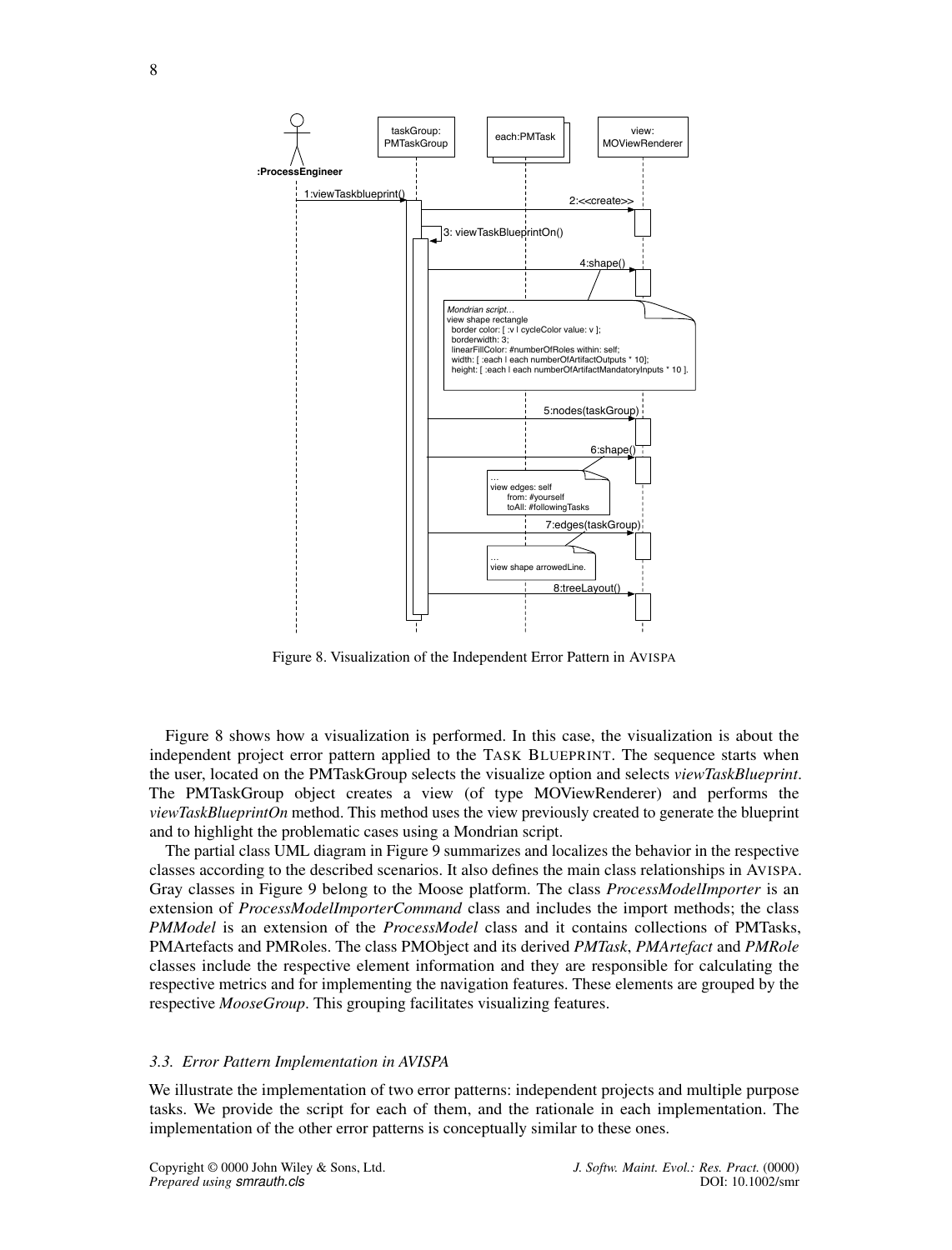Figure 8. Visualization of the Independent Error Pattern in AVISPA

Figure 8 shows how a visualization is performed. In this case, the visualization is about the independent project error pattern applied to the TASK BLUEPRINT. The sequence starts when the user, located on the PMTaskGroup selects the visualize option and selects *viewTaskBlueprint*. The PMTaskGroup object creates a view (of type MOViewRenderer) and performs the *viewTaskBlueprintOn* method. This method uses the view previously created to generate the blueprint and to highlight the problematic cases using a Mondrian script.

The partial class UML diagram in Figure 9 summarizes and localizes the behavior in the respective classes according to the described scenarios. It also defines the main class relationships in AVISPA. Gray classes in Figure 9 belong to the Moose platform. The class *ProcessModelImporter* is an extension of *ProcessModelImporterCommand* class and includes the import methods; the class *PMModel* is an extension of the *ProcessModel* class and it contains collections of PMTasks, PMArtefacts and PMRoles. The class PMObject and its derived *PMTask*, *PMArtefact* and *PMRole* classes include the respective element information and they are responsible for calculating the respective metrics and for implementing the navigation features. These elements are grouped by the respective *MooseGroup*. This grouping facilitates visualizing features.

### 3.3. Error Pattern Implementation in AVISPA

We illustrate the implementation of two error patterns: independent projects and multiple purpose tasks. We provide the script for each of them, and the rationale in each implementation. The implementation of the other error patterns is conceptually similar to these ones.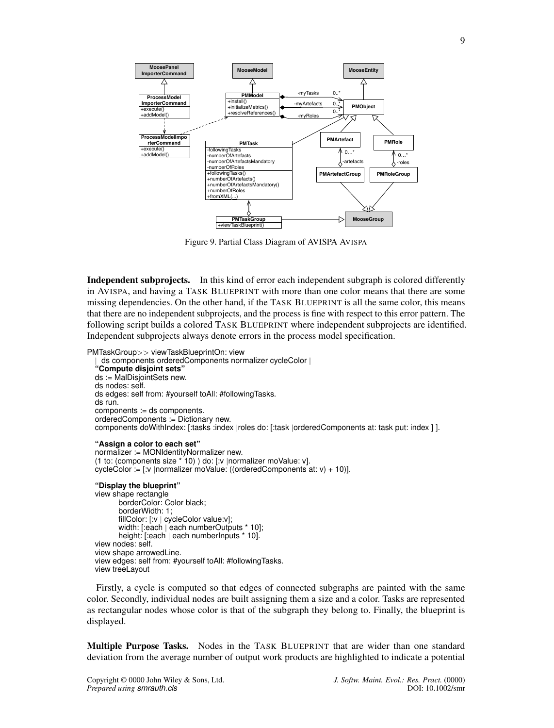Figure 9. Partial Class Diagram of AVISPA AVISPA

**Independent subprojects.** In this kind of error each independent subgraph is colored differently in AVISPA, and having a TASK BLUEPRINT with more than one color means that there are some missing dependencies. On the other hand, if the TASK BLUEPRINT is all the same color, this means that there are no independent subprojects, and the process is fine with respect to this error pattern. The following script builds a colored TASK BLUEPRINT where independent subprojects are identified. Independent subprojects always denote errors in the process model specification.

```
PMTaskGroup>> viewTaskBlueprintOn: view
  | ds components orderedComponents normalizer cycleColor |
  "Compute disjoint sets"
  ds := MalDisjointSets new.
  ds nodes: self.
  ds edges: self from: #yourself toAll: #followingTasks.
  ds run.
  components := ds components.
  orderedComponents := Dictionary new.
  components doWithIndex: [:tasks :index |roles do: [:task |orderedComponents at: task put: index ] ].

  "Assign a color to each set"
  normalizer := MONIdentityNormalizer new.
  (1 to: (components size * 10) ) do: [:v |normalizer moValue: v].
  cycleColor := [:v |normalizer moValue: ((orderedComponents at: v) + 10)].

  "Display the blueprint"
  view shape rectangle
        borderColor: Color black;
        borderWidth: 1;
        fillColor: [:v | cycleColor value:v];
        width: [:each | each numberOutputs * 10];
        height: [:each | each numberInputs * 10].
  view nodes: self.
  view shape arrowedLine.
  view edges: self from: #yourself toAll: #followingTasks.
  view treeLayout
```

Firstly, a cycle is computed so that edges of connected subgraphs are painted with the same color. Secondly, individual nodes are built assigning them a size and a color. Tasks are represented as rectangular nodes whose color is that of the subgraph they belong to. Finally, the blueprint is displayed.

**Multiple Purpose Tasks.** Nodes in the TASK BLUEPRINT that are wider than one standard deviation from the average number of output work products are highlighted to indicate a potential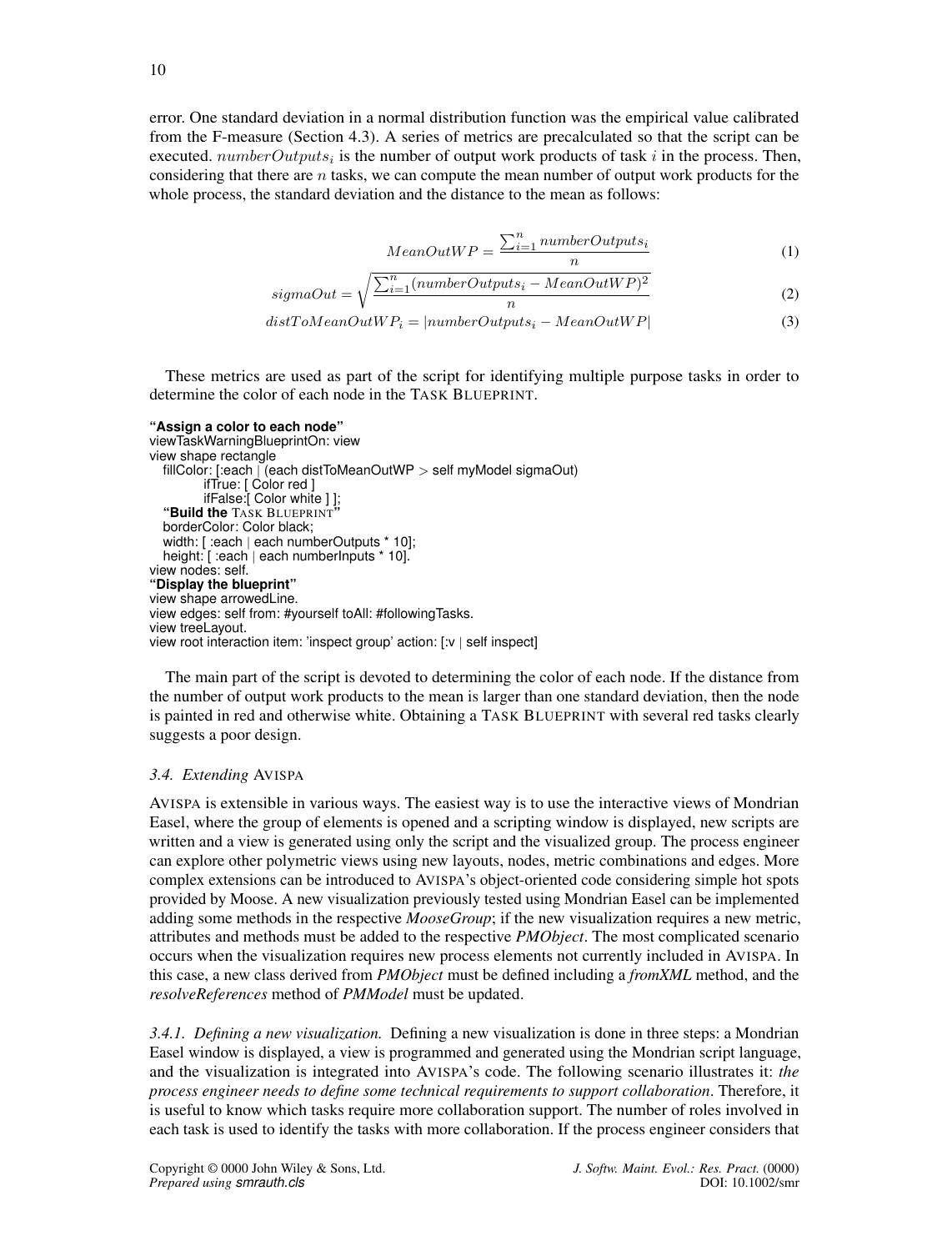error. One standard deviation in a normal distribution function was the empirical value calibrated from the F-measure (Section 4.3). A series of metrics are precalculated so that the script can be executed. $numberOutputs_i$ is the number of output work products of task $i$ in the process. Then, considering that there are $n$ tasks, we can compute the mean number of output work products for the whole process, the standard deviation and the distance to the mean as follows:

$$MeanOutWP = \frac{\sum_{i=1}^{n} numberOutputs_i}{n} \quad (1)$$

$$sigmaOut = \sqrt{\frac{\sum_{i=1}^{n}(numberOutputs_i - MeanOutWP)^2}{n}} \quad (2)$$

$$distToMeanOutWP_i = |numberOutputs_i - MeanOutWP| \quad (3)$$

These metrics are used as part of the script for identifying multiple purpose tasks in order to determine the color of each node in the TASK BLUEPRINT.

```
"Assign a color to each node"
viewTaskWarningBlueprintOn: view
view shape rectangle
   fillColor: [:each | (each distToMeanOutWP > self myModel sigmaOut)
           ifTrue: [ Color red ]
           ifFalse:[ Color white ] ];
   "Build the TASK BLUEPRINT"
   borderColor: Color black;
   width: [ :each | each numberOutputs * 10];
   height: [ :each | each numberInputs * 10].
view nodes: self.
"Display the blueprint"
view shape arrowedLine.
view edges: self from: #yourself toAll: #followingTasks.
view treeLayout.
view root interaction item: 'inspect group' action: [:v | self inspect]
```

The main part of the script is devoted to determining the color of each node. If the distance from the number of output work products to the mean is larger than one standard deviation, then the node is painted in red and otherwise white. Obtaining a TASK BLUEPRINT with several red tasks clearly suggests a poor design.

### 3.4. *Extending* AVISPA

AVISPA is extensible in various ways. The easiest way is to use the interactive views of Mondrian Easel, where the group of elements is opened and a scripting window is displayed, new scripts are written and a view is generated using only the script and the visualized group. The process engineer can explore other polymetric views using new layouts, nodes, metric combinations and edges. More complex extensions can be introduced to AVISPA's object-oriented code considering simple hot spots provided by Moose. A new visualization previously tested using Mondrian Easel can be implemented adding some methods in the respective *MooseGroup*; if the new visualization requires a new metric, attributes and methods must be added to the respective *PMObject*. The most complicated scenario occurs when the visualization requires new process elements not currently included in AVISPA. In this case, a new class derived from *PMObject* must be defined including a *fromXML* method, and the *resolveReferences* method of *PMModel* must be updated.

*3.4.1. Defining a new visualization.* Defining a new visualization is done in three steps: a Mondrian Easel window is displayed, a view is programmed and generated using the Mondrian script language, and the visualization is integrated into AVISPA's code. The following scenario illustrates it: *the process engineer needs to define some technical requirements to support collaboration*. Therefore, it is useful to know which tasks require more collaboration support. The number of roles involved in each task is used to identify the tasks with more collaboration. If the process engineer considers that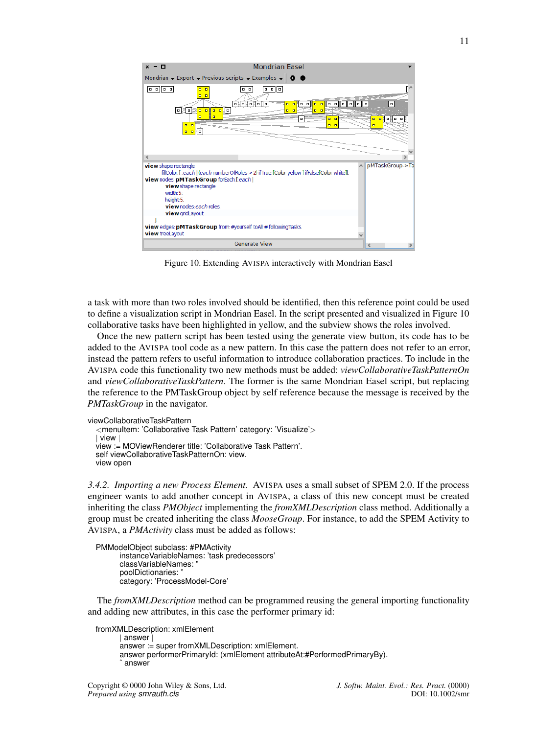Figure 10. Extending AVISPA interactively with Mondrian Easel

a task with more than two roles involved should be identified, then this reference point could be used to define a visualization script in Mondrian Easel. In the script presented and visualized in Figure 10 collaborative tasks have been highlighted in yellow, and the subview shows the roles involved.

Once the new pattern script has been tested using the generate view button, its code has to be added to the AVISPA tool code as a new pattern. In this case the pattern does not refer to an error, instead the pattern refers to useful information to introduce collaboration practices. To include in the AVISPA code this functionality two new methods must be added: *viewCollaborativeTaskPatternOn* and *viewCollaborativeTaskPattern*. The former is the same Mondrian Easel script, but replacing the reference to the PMTaskGroup object by self reference because the message is received by the *PMTaskGroup* in the navigator.

```
viewCollaborativeTaskPattern
  <menuItem: 'Collaborative Task Pattern' category: 'Visualize'>
  | view |
  view := MOViewRenderer title: 'Collaborative Task Pattern'.
  self viewCollaborativeTaskPatternOn: view.
  view open
```

*3.4.2. Importing a new Process Element.* AVISPA uses a small subset of SPEM 2.0. If the process engineer wants to add another concept in AVISPA, a class of this new concept must be created inheriting the class *PMObject* implementing the *fromXMLDescription* class method. Additionally a group must be created inheriting the class *MooseGroup*. For instance, to add the SPEM Activity to AVISPA, a *PMActivity* class must be added as follows:

```
PMModelObject subclass: #PMActivity
        instanceVariableNames: 'task predecessors'
        classVariableNames: ''
        poolDictionaries: ''
        category: 'ProcessModel-Core'
```

The *fromXMLDescription* method can be programmed reusing the general importing functionality and adding new attributes, in this case the performer primary id:

```
fromXMLDescription: xmlElement
        | answer |
        answer := super fromXMLDescription: xmlElement.
        answer performerPrimaryId: (xmlElement attributeAt:#PerformedPrimaryBy).
        ^ answer
```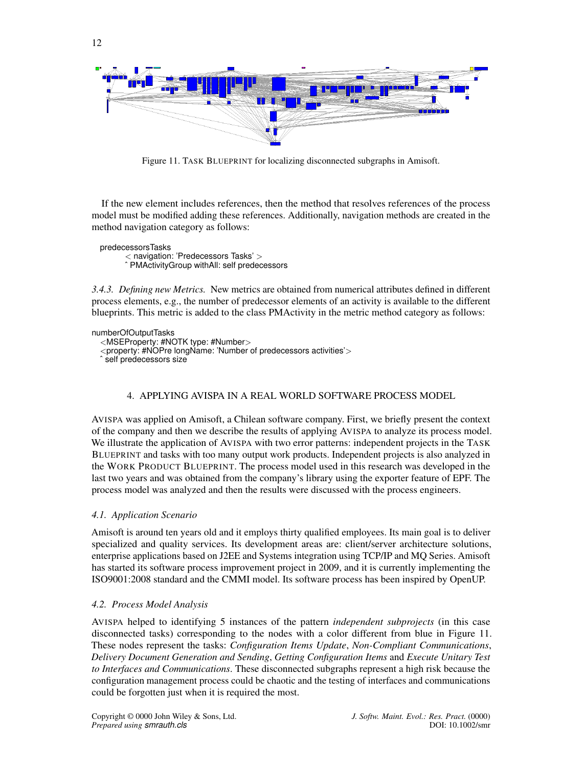Figure 11. TASK BLUEPRINT for localizing disconnected subgraphs in Amisoft.

If the new element includes references, then the method that resolves references of the process model must be modified adding these references. Additionally, navigation methods are created in the method navigation category as follows:

```
predecessorsTasks
    < navigation: 'Predecessors Tasks' >
    ˆ PMActivityGroup withAll: self predecessors
```

*3.4.3. Defining new Metrics.* New metrics are obtained from numerical attributes defined in different process elements, e.g., the number of predecessor elements of an activity is available to the different blueprints. This metric is added to the class PMActivity in the metric method category as follows:

```
numberOfOutputTasks
  <MSEProperty: #NOTK type: #Number>
  <property: #NOPre longName: 'Number of predecessors activities'>
  ˆ self predecessors size
```

## 4. APPLYING AVISPA IN A REAL WORLD SOFTWARE PROCESS MODEL

AVISPA was applied on Amisoft, a Chilean software company. First, we briefly present the context of the company and then we describe the results of applying AVISPA to analyze its process model. We illustrate the application of AVISPA with two error patterns: independent projects in the TASK BLUEPRINT and tasks with too many output work products. Independent projects is also analyzed in the WORK PRODUCT BLUEPRINT. The process model used in this research was developed in the last two years and was obtained from the company's library using the exporter feature of EPF. The process model was analyzed and then the results were discussed with the process engineers.

### 4.1. Application Scenario

Amisoft is around ten years old and it employs thirty qualified employees. Its main goal is to deliver specialized and quality services. Its development areas are: client/server architecture solutions, enterprise applications based on J2EE and Systems integration using TCP/IP and MQ Series. Amisoft has started its software process improvement project in 2009, and it is currently implementing the ISO9001:2008 standard and the CMMI model. Its software process has been inspired by OpenUP.

### 4.2. Process Model Analysis

AVISPA helped to identifying 5 instances of the pattern *independent subprojects* (in this case disconnected tasks) corresponding to the nodes with a color different from blue in Figure 11. These nodes represent the tasks: *Configuration Items Update*, *Non-Compliant Communications*, *Delivery Document Generation and Sending*, *Getting Configuration Items* and *Execute Unitary Test to Interfaces and Communications*. These disconnected subgraphs represent a high risk because the configuration management process could be chaotic and the testing of interfaces and communications could be forgotten just when it is required the most.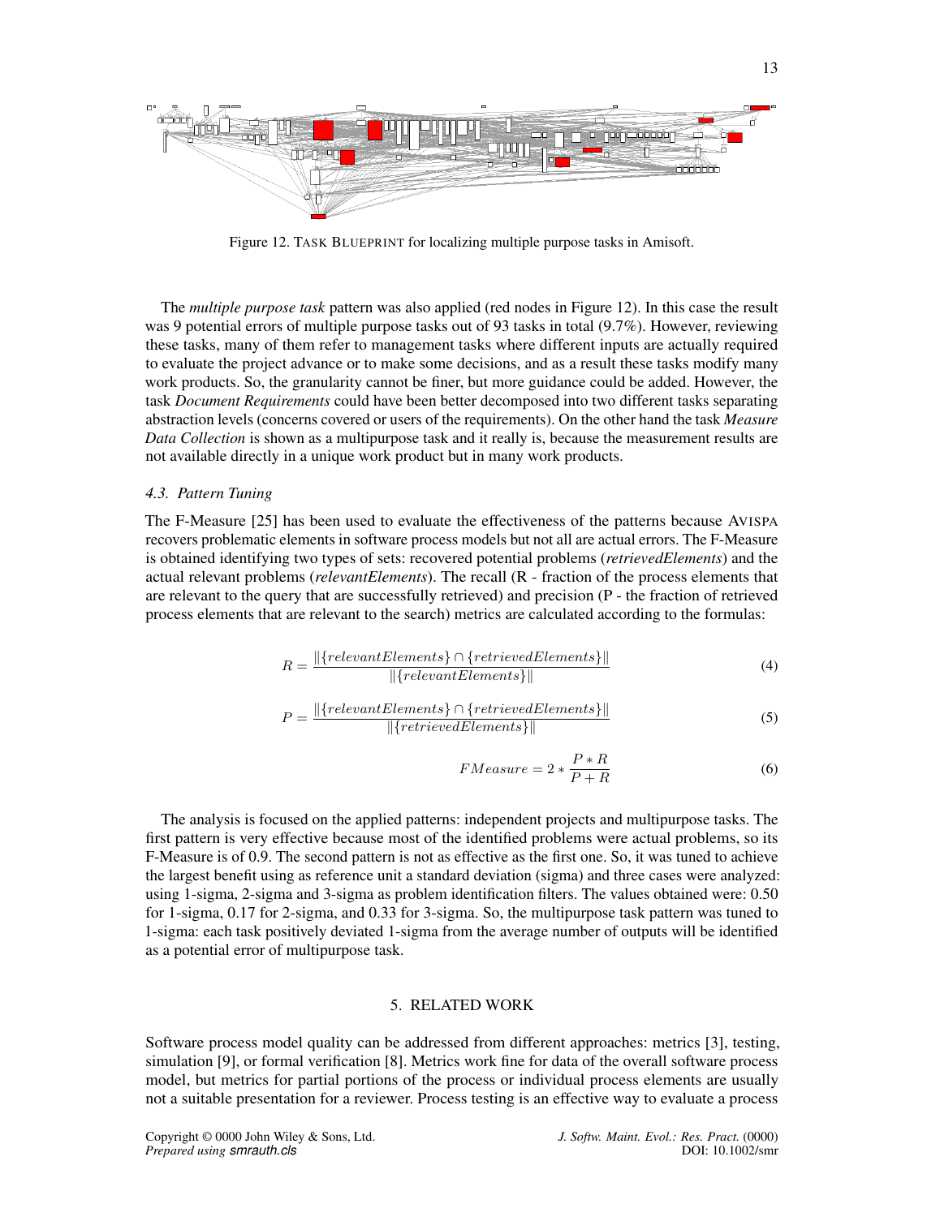Figure 12. TASK BLUEPRINT for localizing multiple purpose tasks in Amisoft.

The *multiple purpose task* pattern was also applied (red nodes in Figure 12). In this case the result was 9 potential errors of multiple purpose tasks out of 93 tasks in total (9.7%). However, reviewing these tasks, many of them refer to management tasks where different inputs are actually required to evaluate the project advance or to make some decisions, and as a result these tasks modify many work products. So, the granularity cannot be finer, but more guidance could be added. However, the task *Document Requirements* could have been better decomposed into two different tasks separating abstraction levels (concerns covered or users of the requirements). On the other hand the task *Measure Data Collection* is shown as a multipurpose task and it really is, because the measurement results are not available directly in a unique work product but in many work products.

### 4.3. Pattern Tuning

The F-Measure [25] has been used to evaluate the effectiveness of the patterns because AVISPA recovers problematic elements in software process models but not all are actual errors. The F-Measure is obtained identifying two types of sets: recovered potential problems (*retrievedElements*) and the actual relevant problems (*relevantElements*). The recall (R - fraction of the process elements that are relevant to the query that are successfully retrieved) and precision (P - the fraction of retrieved process elements that are relevant to the search) metrics are calculated according to the formulas:

$$R = \frac{\|\{relevantElements\} \cap \{retrievedElements\}\|}{\|\{relevantElements\}\|} \tag{4}$$

$$P = \frac{\|\{relevantElements\} \cap \{retrievedElements\}\|}{\|\{retrievedElements\}\|} \tag{5}$$

$$FMeasure = 2 * \frac{P * R}{P + R} \tag{6}$$

The analysis is focused on the applied patterns: independent projects and multipurpose tasks. The first pattern is very effective because most of the identified problems were actual problems, so its F-Measure is of 0.9. The second pattern is not as effective as the first one. So, it was tuned to achieve the largest benefit using as reference unit a standard deviation (sigma) and three cases were analyzed: using 1-sigma, 2-sigma and 3-sigma as problem identification filters. The values obtained were: 0.50 for 1-sigma, 0.17 for 2-sigma, and 0.33 for 3-sigma. So, the multipurpose task pattern was tuned to 1-sigma: each task positively deviated 1-sigma from the average number of outputs will be identified as a potential error of multipurpose task.

## 5. RELATED WORK

Software process model quality can be addressed from different approaches: metrics [3], testing, simulation [9], or formal verification [8]. Metrics work fine for data of the overall software process model, but metrics for partial portions of the process or individual process elements are usually not a suitable presentation for a reviewer. Process testing is an effective way to evaluate a process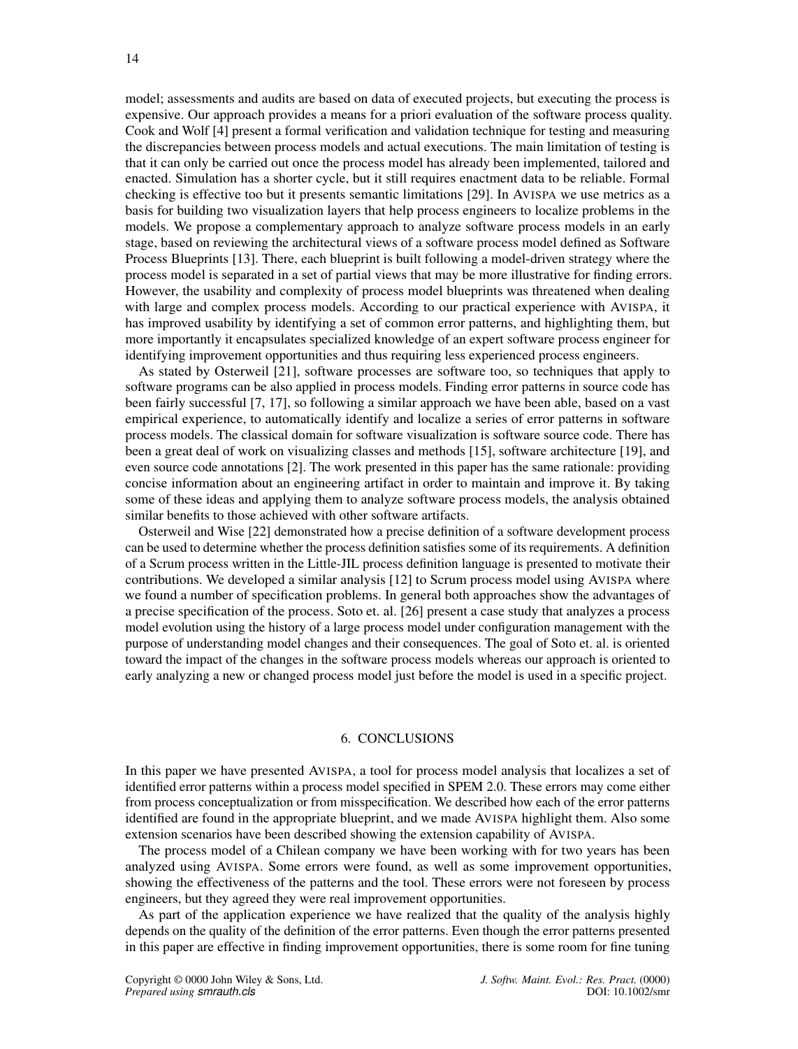model; assessments and audits are based on data of executed projects, but executing the process is expensive. Our approach provides a means for a priori evaluation of the software process quality. Cook and Wolf [4] present a formal verification and validation technique for testing and measuring the discrepancies between process models and actual executions. The main limitation of testing is that it can only be carried out once the process model has already been implemented, tailored and enacted. Simulation has a shorter cycle, but it still requires enactment data to be reliable. Formal checking is effective too but it presents semantic limitations [29]. In AVISPA we use metrics as a basis for building two visualization layers that help process engineers to localize problems in the models. We propose a complementary approach to analyze software process models in an early stage, based on reviewing the architectural views of a software process model defined as Software Process Blueprints [13]. There, each blueprint is built following a model-driven strategy where the process model is separated in a set of partial views that may be more illustrative for finding errors. However, the usability and complexity of process model blueprints was threatened when dealing with large and complex process models. According to our practical experience with AVISPA, it has improved usability by identifying a set of common error patterns, and highlighting them, but more importantly it encapsulates specialized knowledge of an expert software process engineer for identifying improvement opportunities and thus requiring less experienced process engineers.

As stated by Osterweil [21], software processes are software too, so techniques that apply to software programs can be also applied in process models. Finding error patterns in source code has been fairly successful [7, 17], so following a similar approach we have been able, based on a vast empirical experience, to automatically identify and localize a series of error patterns in software process models. The classical domain for software visualization is software source code. There has been a great deal of work on visualizing classes and methods [15], software architecture [19], and even source code annotations [2]. The work presented in this paper has the same rationale: providing concise information about an engineering artifact in order to maintain and improve it. By taking some of these ideas and applying them to analyze software process models, the analysis obtained similar benefits to those achieved with other software artifacts.

Osterweil and Wise [22] demonstrated how a precise definition of a software development process can be used to determine whether the process definition satisfies some of its requirements. A definition of a Scrum process written in the Little-JIL process definition language is presented to motivate their contributions. We developed a similar analysis [12] to Scrum process model using AVISPA where we found a number of specification problems. In general both approaches show the advantages of a precise specification of the process. Soto et. al. [26] present a case study that analyzes a process model evolution using the history of a large process model under configuration management with the purpose of understanding model changes and their consequences. The goal of Soto et. al. is oriented toward the impact of the changes in the software process models whereas our approach is oriented to early analyzing a new or changed process model just before the model is used in a specific project.

## 6. CONCLUSIONS

In this paper we have presented AVISPA, a tool for process model analysis that localizes a set of identified error patterns within a process model specified in SPEM 2.0. These errors may come either from process conceptualization or from misspecification. We described how each of the error patterns identified are found in the appropriate blueprint, and we made AVISPA highlight them. Also some extension scenarios have been described showing the extension capability of AVISPA.

The process model of a Chilean company we have been working with for two years has been analyzed using AVISPA. Some errors were found, as well as some improvement opportunities, showing the effectiveness of the patterns and the tool. These errors were not foreseen by process engineers, but they agreed they were real improvement opportunities.

As part of the application experience we have realized that the quality of the analysis highly depends on the quality of the definition of the error patterns. Even though the error patterns presented in this paper are effective in finding improvement opportunities, there is some room for fine tuning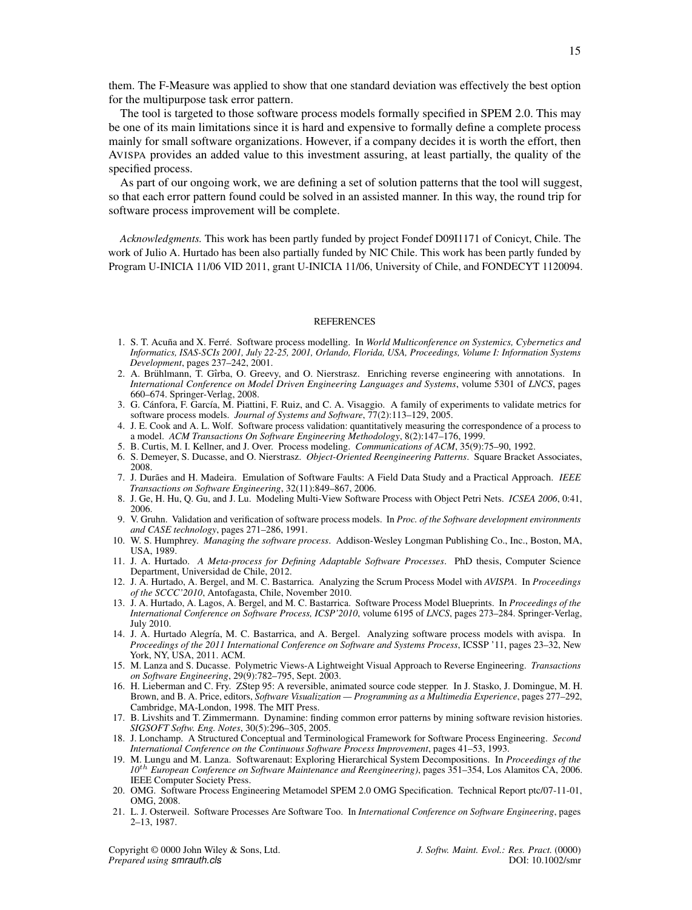them. The F-Measure was applied to show that one standard deviation was effectively the best option for the multipurpose task error pattern.

The tool is targeted to those software process models formally specified in SPEM 2.0. This may be one of its main limitations since it is hard and expensive to formally define a complete process mainly for small software organizations. However, if a company decides it is worth the effort, then AVISPA provides an added value to this investment assuring, at least partially, the quality of the specified process.

As part of our ongoing work, we are defining a set of solution patterns that the tool will suggest, so that each error pattern found could be solved in an assisted manner. In this way, the round trip for software process improvement will be complete.

*Acknowledgments.* This work has been partly funded by project Fondef D09I1171 of Conicyt, Chile. The work of Julio A. Hurtado has been also partially funded by NIC Chile. This work has been partly funded by Program U-INICIA 11/06 VID 2011, grant U-INICIA 11/06, University of Chile, and FONDECYT 1120094.

## REFERENCES

1. S. T. Acuña and X. Ferré. Software process modelling. In *World Multiconference on Systemics, Cybernetics and Informatics, ISAS-SCIs 2001, July 22-25, 2001, Orlando, Florida, USA, Proceedings, Volume I: Information Systems Development*, pages 237–242, 2001.
2. A. Brühlmann, T. Gîrba, O. Greevy, and O. Nierstrasz. Enriching reverse engineering with annotations. In *International Conference on Model Driven Engineering Languages and Systems*, volume 5301 of *LNCS*, pages 660–674. Springer-Verlag, 2008.
3. G. Cánfora, F. García, M. Piattini, F. Ruiz, and C. A. Visaggio. A family of experiments to validate metrics for software process models. *Journal of Systems and Software*, 77(2):113–129, 2005.
4. J. E. Cook and A. L. Wolf. Software process validation: quantitatively measuring the correspondence of a process to a model. *ACM Transactions On Software Engineering Methodology*, 8(2):147–176, 1999.
5. B. Curtis, M. I. Kellner, and J. Over. Process modeling. *Communications of ACM*, 35(9):75–90, 1992.
6. S. Demeyer, S. Ducasse, and O. Nierstrasz. *Object-Oriented Reengineering Patterns*. Square Bracket Associates, 2008.
7. J. Durães and H. Madeira. Emulation of Software Faults: A Field Data Study and a Practical Approach. *IEEE Transactions on Software Engineering*, 32(11):849–867, 2006.
8. J. Ge, H. Hu, Q. Gu, and J. Lu. Modeling Multi-View Software Process with Object Petri Nets. *ICSEA 2006*, 0:41, 2006.
9. V. Gruhn. Validation and verification of software process models. In *Proc. of the Software development environments and CASE technology*, pages 271–286, 1991.
10. W. S. Humphrey. *Managing the software process*. Addison-Wesley Longman Publishing Co., Inc., Boston, MA, USA, 1989.
11. J. A. Hurtado. *A Meta-process for Defining Adaptable Software Processes*. PhD thesis, Computer Science Department, Universidad de Chile, 2012.
12. J. A. Hurtado, A. Bergel, and M. C. Bastarrica. Analyzing the Scrum Process Model with *AVISPA*. In *Proceedings of the SCCC'2010*, Antofagasta, Chile, November 2010.
13. J. A. Hurtado, A. Lagos, A. Bergel, and M. C. Bastarrica. Software Process Model Blueprints. In *Proceedings of the International Conference on Software Process, ICSP'2010*, volume 6195 of *LNCS*, pages 273–284. Springer-Verlag, July 2010.
14. J. A. Hurtado Alegría, M. C. Bastarrica, and A. Bergel. Analyzing software process models with avispa. In *Proceedings of the 2011 International Conference on Software and Systems Process*, ICSSP '11, pages 23–32, New York, NY, USA, 2011. ACM.
15. M. Lanza and S. Ducasse. Polymetric Views-A Lightweight Visual Approach to Reverse Engineering. *Transactions on Software Engineering*, 29(9):782–795, Sept. 2003.
16. H. Lieberman and C. Fry. ZStep 95: A reversible, animated source code stepper. In J. Stasko, J. Domingue, M. H. Brown, and B. A. Price, editors, *Software Visualization — Programming as a Multimedia Experience*, pages 277–292, Cambridge, MA-London, 1998. The MIT Press.
17. B. Livshits and T. Zimmermann. Dynamine: finding common error patterns by mining software revision histories. *SIGSOFT Softw. Eng. Notes*, 30(5):296–305, 2005.
18. J. Lonchamp. A Structured Conceptual and Terminological Framework for Software Process Engineering. *Second International Conference on the Continuous Software Process Improvement*, pages 41–53, 1993.
19. M. Lungu and M. Lanza. Softwarenaut: Exploring Hierarchical System Decompositions. In *Proceedings of the $10^{th}$ European Conference on Software Maintenance and Reengineering)*, pages 351–354, Los Alamitos CA, 2006. IEEE Computer Society Press.
20. OMG. Software Process Engineering Metamodel SPEM 2.0 OMG Specification. Technical Report ptc/07-11-01, OMG, 2008.
21. L. J. Osterweil. Software Processes Are Software Too. In *International Conference on Software Engineering*, pages 2–13, 1987.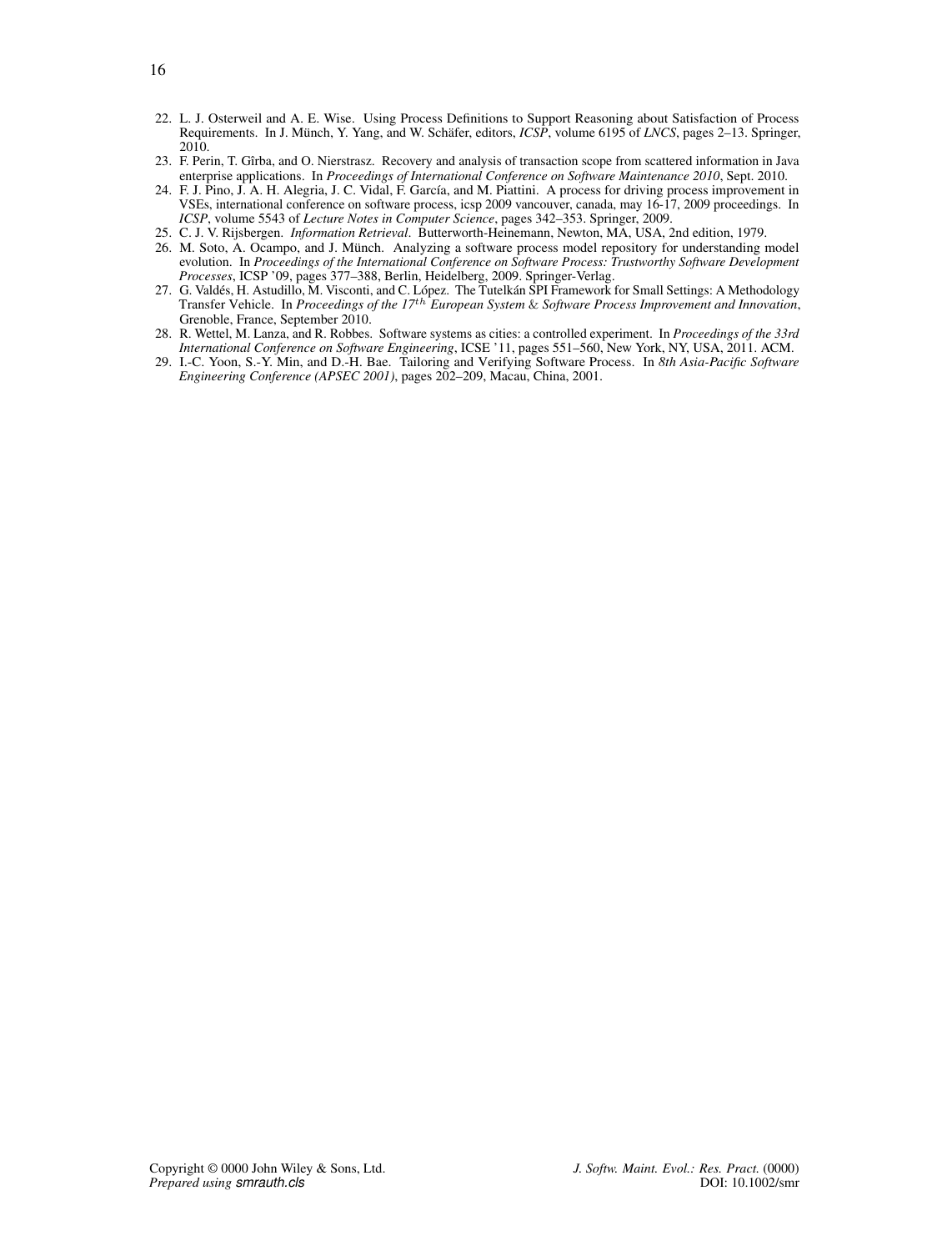22. L. J. Osterweil and A. E. Wise. Using Process Definitions to Support Reasoning about Satisfaction of Process Requirements. In J. Münch, Y. Yang, and W. Schäfer, editors, *ICSP*, volume 6195 of *LNCS*, pages 2–13. Springer, 2010.
23. F. Perin, T. Gîrba, and O. Nierstrasz. Recovery and analysis of transaction scope from scattered information in Java enterprise applications. In *Proceedings of International Conference on Software Maintenance 2010*, Sept. 2010.
24. F. J. Pino, J. A. H. Alegria, J. C. Vidal, F. García, and M. Piattini. A process for driving process improvement in VSEs, international conference on software process, icsp 2009 vancouver, canada, may 16-17, 2009 proceedings. In *ICSP*, volume 5543 of *Lecture Notes in Computer Science*, pages 342–353. Springer, 2009.
25. C. J. V. Rijsbergen. *Information Retrieval*. Butterworth-Heinemann, Newton, MA, USA, 2nd edition, 1979.
26. M. Soto, A. Ocampo, and J. Münch. Analyzing a software process model repository for understanding model evolution. In *Proceedings of the International Conference on Software Process: Trustworthy Software Development Processes*, ICSP '09, pages 377–388, Berlin, Heidelberg, 2009. Springer-Verlag.
27. G. Valdés, H. Astudillo, M. Visconti, and C. López. The Tutelkán SPI Framework for Small Settings: A Methodology Transfer Vehicle. In *Proceedings of the 17$^{th}$ European System & Software Process Improvement and Innovation*, Grenoble, France, September 2010.
28. R. Wettel, M. Lanza, and R. Robbes. Software systems as cities: a controlled experiment. In *Proceedings of the 33rd International Conference on Software Engineering*, ICSE '11, pages 551–560, New York, NY, USA, 2011. ACM.
29. I.-C. Yoon, S.-Y. Min, and D.-H. Bae. Tailoring and Verifying Software Process. In *8th Asia-Pacific Software Engineering Conference (APSEC 2001)*, pages 202–209, Macau, China, 2001.